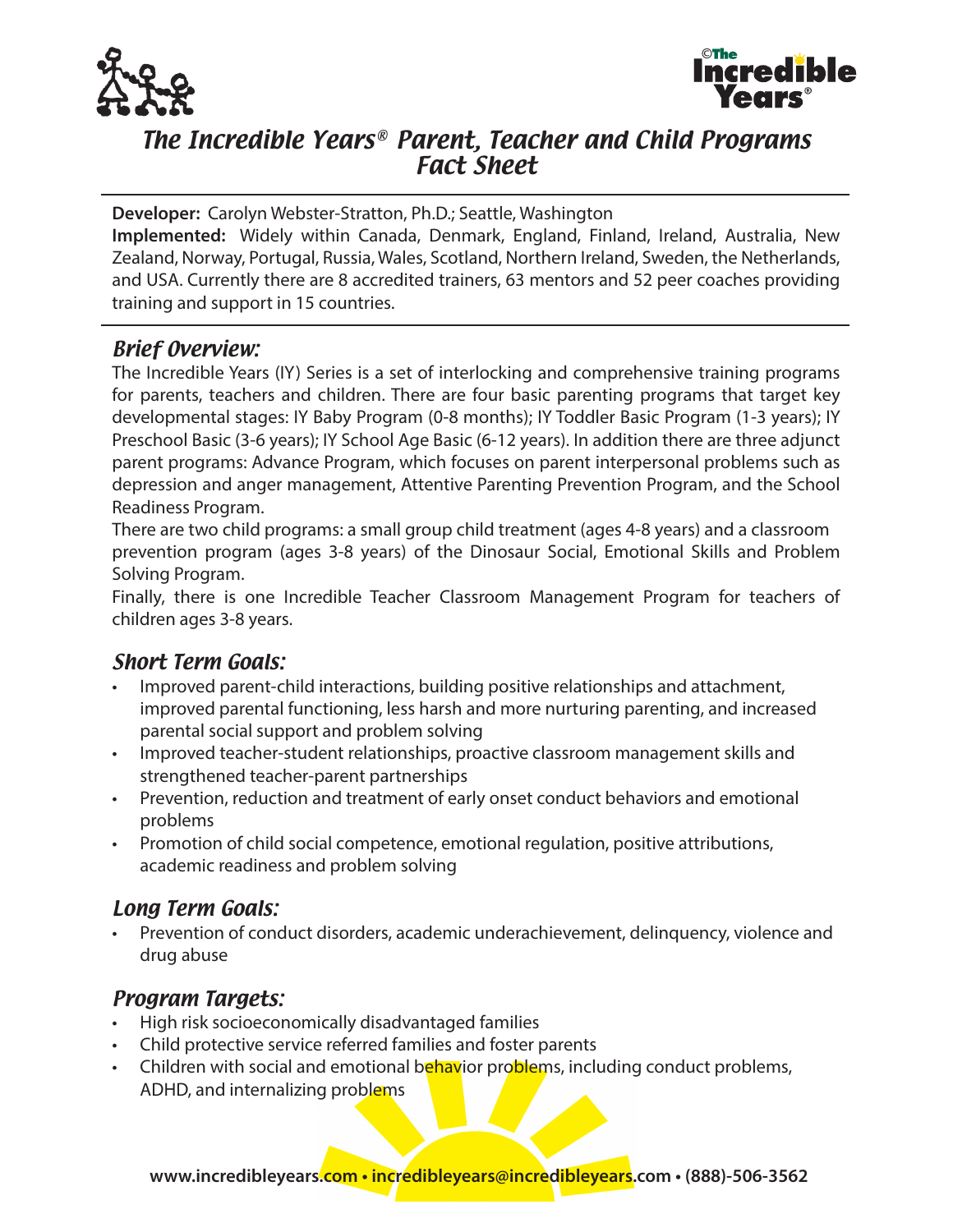# The Incredible Years® Parent, Teacher and Child Programs Fact Sheet

**Developer:** Carolyn Webster-Stratton, Ph.D.; Seattle, Washington

**Implemented:** Widely within Canada, Denmark, England, Finland, Ireland, Australia, New Zealand, Norway, Portugal, Russia, Wales, Scotland, Northern Ireland, Sweden, the Netherlands, and USA. Currently there are 8 accredited trainers, 63 mentors and 52 peer coaches providing training and support in 15 countries.

## Brief Overview:

The Incredible Years (IY) Series is a set of interlocking and comprehensive training programs for parents, teachers and children. There are four basic parenting programs that target key developmental stages: IY Baby Program (0-8 months); IY Toddler Basic Program (1-3 years); IY Preschool Basic (3-6 years); IY School Age Basic (6-12 years). In addition there are three adjunct parent programs: Advance Program, which focuses on parent interpersonal problems such as depression and anger management, Attentive Parenting Prevention Program, and the School Readiness Program.

There are two child programs: a small group child treatment (ages 4-8 years) and a classroom prevention program (ages 3-8 years) of the Dinosaur Social, Emotional Skills and Problem Solving Program.

Finally, there is one Incredible Teacher Classroom Management Program for teachers of children ages 3-8 years.

## Short Term Goals:

- Improved parent-child interactions, building positive relationships and attachment, improved parental functioning, less harsh and more nurturing parenting, and increased parental social support and problem solving
- Improved teacher-student relationships, proactive classroom management skills and strengthened teacher-parent partnerships
- Prevention, reduction and treatment of early onset conduct behaviors and emotional problems
- Promotion of child social competence, emotional regulation, positive attributions, academic readiness and problem solving

## Long Term Goals:

- Prevention of conduct disorders, academic underachievement, delinquency, violence and drug abuse

## Program Targets:

- High risk socioeconomically disadvantaged families
- Child protective service referred families and foster parents
- Children with social and emotional behavior problems, including conduct problems, ADHD, and internalizing problems

**www.incredibleyears.com • incredibleyears@incredibleyears.com • (888)-506-3562**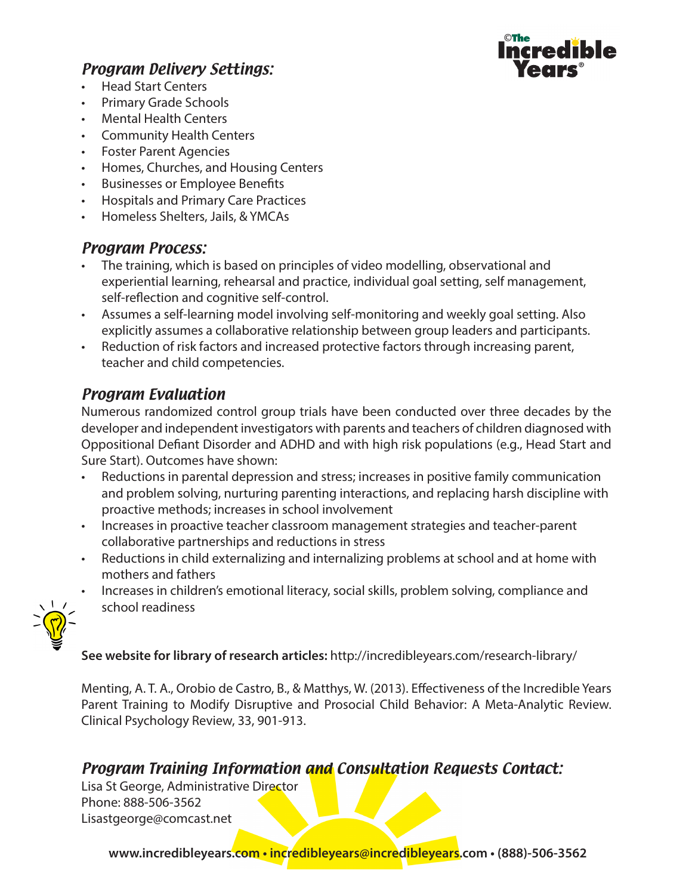## *Program Delivery Settings:*

- Head Start Centers
- Primary Grade Schools
- Mental Health Centers
- Community Health Centers
- Foster Parent Agencies
- Homes, Churches, and Housing Centers
- Businesses or Employee Benefits
- Hospitals and Primary Care Practices
- Homeless Shelters, Jails, & YMCAs

## *Program Process:*

- The training, which is based on principles of video modelling, observational and experiential learning, rehearsal and practice, individual goal setting, self management, self-reflection and cognitive self-control.
- Assumes a self-learning model involving self-monitoring and weekly goal setting. Also explicitly assumes a collaborative relationship between group leaders and participants.
- Reduction of risk factors and increased protective factors through increasing parent, teacher and child competencies.

## *Program Evaluation*

Numerous randomized control group trials have been conducted over three decades by the developer and independent investigators with parents and teachers of children diagnosed with Oppositional Defiant Disorder and ADHD and with high risk populations (e.g., Head Start and Sure Start). Outcomes have shown:

- Reductions in parental depression and stress; increases in positive family communication and problem solving, nurturing parenting interactions, and replacing harsh discipline with proactive methods; increases in school involvement
- Increases in proactive teacher classroom management strategies and teacher-parent collaborative partnerships and reductions in stress
- Reductions in child externalizing and internalizing problems at school and at home with mothers and fathers
- Increases in children's emotional literacy, social skills, problem solving, compliance and school readiness

**See website for library of research articles:** http://incredibleyears.com/research-library/

Menting, A. T. A., Orobio de Castro, B., & Matthys, W. (2013). Effectiveness of the Incredible Years Parent Training to Modify Disruptive and Prosocial Child Behavior: A Meta-Analytic Review. Clinical Psychology Review, 33, 901-913.

## *Program Training Information and Consultation Requests Contact:*

Lisa St George, Administrative Director
Phone: 888-506-3562
Lisastgeorge@comcast.net

**www.incredibleyears.com • incredibleyears@incredibleyears.com • (888)-506-3562**